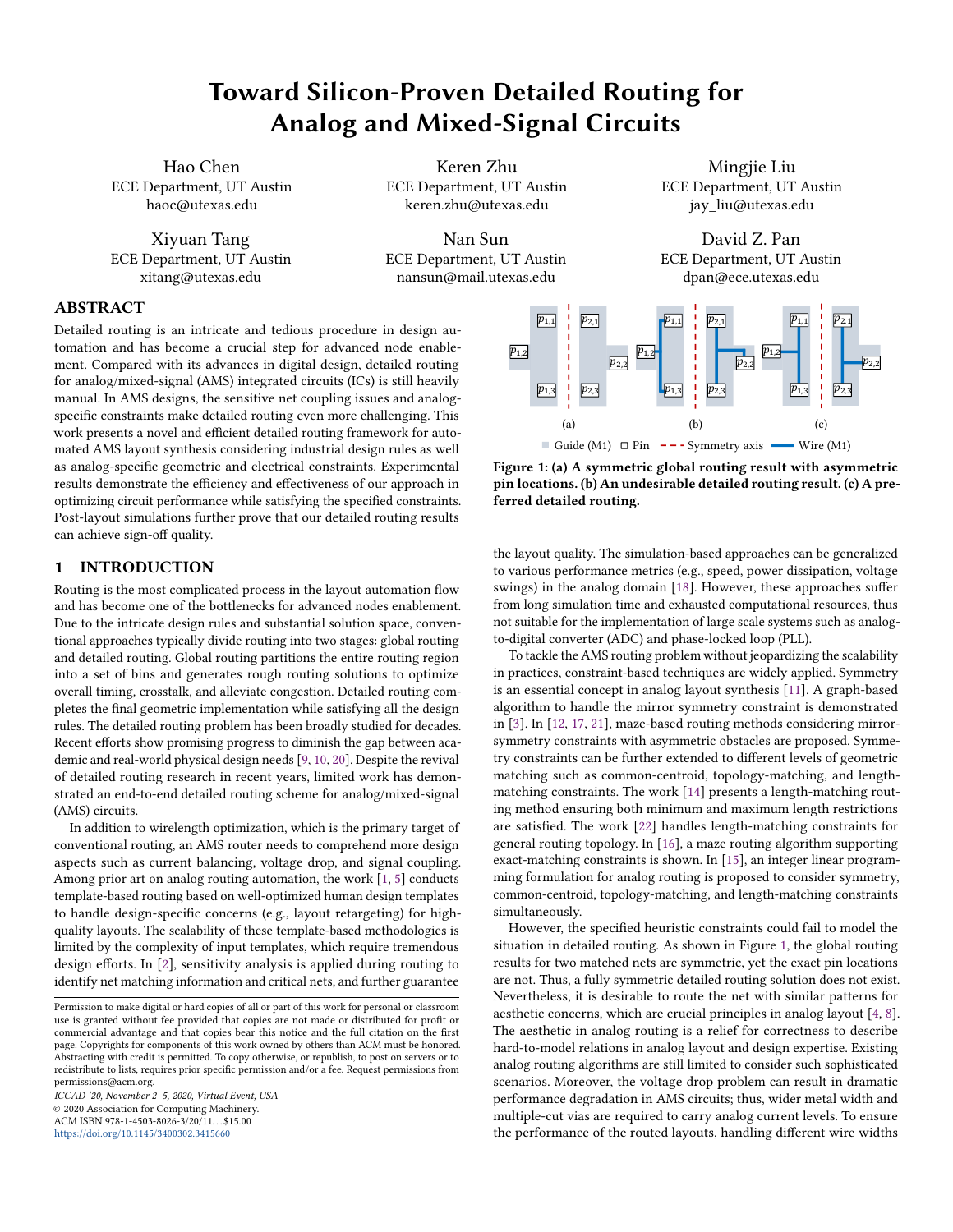# Toward Silicon-Proven Detailed Routing for Analog and Mixed-Signal Circuits

Hao Chen
ECE Department, UT Austin
haoc@utexas.edu

Keren Zhu
ECE Department, UT Austin
keren.zhu@utexas.edu

Mingjie Liu
ECE Department, UT Austin
jay_liu@utexas.edu

Xiyuan Tang
ECE Department, UT Austin
xitang@utexas.edu

Nan Sun
ECE Department, UT Austin
nansun@mail.utexas.edu

David Z. Pan
ECE Department, UT Austin
dpan@ece.utexas.edu

## ABSTRACT

Detailed routing is an intricate and tedious procedure in design automation and has become a crucial step for advanced node enablement. Compared with its advances in digital design, detailed routing for analog/mixed-signal (AMS) integrated circuits (ICs) is still heavily manual. In AMS designs, the sensitive net coupling issues and analog-specific constraints make detailed routing even more challenging. This work presents a novel and efficient detailed routing framework for automated AMS layout synthesis considering industrial design rules as well as analog-specific geometric and electrical constraints. Experimental results demonstrate the efficiency and effectiveness of our approach in optimizing circuit performance while satisfying the specified constraints. Post-layout simulations further prove that our detailed routing results can achieve sign-off quality.

## 1 INTRODUCTION

Routing is the most complicated process in the layout automation flow and has become one of the bottlenecks for advanced nodes enablement. Due to the intricate design rules and substantial solution space, conventional approaches typically divide routing into two stages: global routing and detailed routing. Global routing partitions the entire routing region into a set of bins and generates rough routing solutions to optimize overall timing, crosstalk, and alleviate congestion. Detailed routing completes the final geometric implementation while satisfying all the design rules. The detailed routing problem has been broadly studied for decades. Recent efforts show promising progress to diminish the gap between academic and real-world physical design needs [9, 10, 20]. Despite the revival of detailed routing research in recent years, limited work has demonstrated an end-to-end detailed routing scheme for analog/mixed-signal (AMS) circuits.

In addition to wirelength optimization, which is the primary target of conventional routing, an AMS router needs to comprehend more design aspects such as current balancing, voltage drop, and signal coupling. Among prior art on analog routing automation, the work [1, 5] conducts template-based routing based on well-optimized human design templates to handle design-specific concerns (e.g., layout retargeting) for high-quality layouts. The scalability of these template-based methodologies is limited by the complexity of input templates, which require tremendous design efforts. In [2], sensitivity analysis is applied during routing to identify net matching information and critical nets, and further guarantee

Permission to make digital or hard copies of all or part of this work for personal or classroom use is granted without fee provided that copies are not made or distributed for profit or commercial advantage and that copies bear this notice and the full citation on the first page. Copyrights for components of this work owned by others than ACM must be honored. Abstracting with credit is permitted. To copy otherwise, or republish, to post on servers or to redistribute to lists, requires prior specific permission and/or a fee. Request permissions from permissions@acm.org.
ICCAD '20, November 2–5, 2020, Virtual Event, USA
© 2020 Association for Computing Machinery.
ACM ISBN 978-1-4503-8026-3/20/11...$15.00
https://doi.org/10.1145/3400302.3415660

**Figure 1: (a) A symmetric global routing result with asymmetric pin locations. (b) An undesirable detailed routing result. (c) A preferred detailed routing.**

the layout quality. The simulation-based approaches can be generalized to various performance metrics (e.g., speed, power dissipation, voltage swings) in the analog domain [18]. However, these approaches suffer from long simulation time and exhausted computational resources, thus not suitable for the implementation of large scale systems such as analog-to-digital converter (ADC) and phase-locked loop (PLL).

To tackle the AMS routing problem without jeopardizing the scalability in practices, constraint-based techniques are widely applied. Symmetry is an essential concept in analog layout synthesis [11]. A graph-based algorithm to handle the mirror symmetry constraint is demonstrated in [3]. In [12, 17, 21], maze-based routing methods considering mirror-symmetry constraints with asymmetric obstacles are proposed. Symmetry constraints can be further extended to different levels of geometric matching such as common-centroid, topology-matching, and length-matching constraints. The work [14] presents a length-matching routing method ensuring both minimum and maximum length restrictions are satisfied. The work [22] handles length-matching constraints for general routing topology. In [16], a maze routing algorithm supporting exact-matching constraints is shown. In [15], an integer linear programming formulation for analog routing is proposed to consider symmetry, common-centroid, topology-matching, and length-matching constraints simultaneously.

However, the specified heuristic constraints could fail to model the situation in detailed routing. As shown in Figure 1, the global routing results for two matched nets are symmetric, yet the exact pin locations are not. Thus, a fully symmetric detailed routing solution does not exist. Nevertheless, it is desirable to route the net with similar patterns for aesthetic concerns, which are crucial principles in analog layout [4, 8]. The aesthetic in analog routing is a relief for correctness to describe hard-to-model relations in analog layout and design expertise. Existing analog routing algorithms are still limited to consider such sophisticated scenarios. Moreover, the voltage drop problem can result in dramatic performance degradation in AMS circuits; thus, wider metal width and multiple-cut vias are required to carry analog current levels. To ensure the performance of the routed layouts, handling different wire widths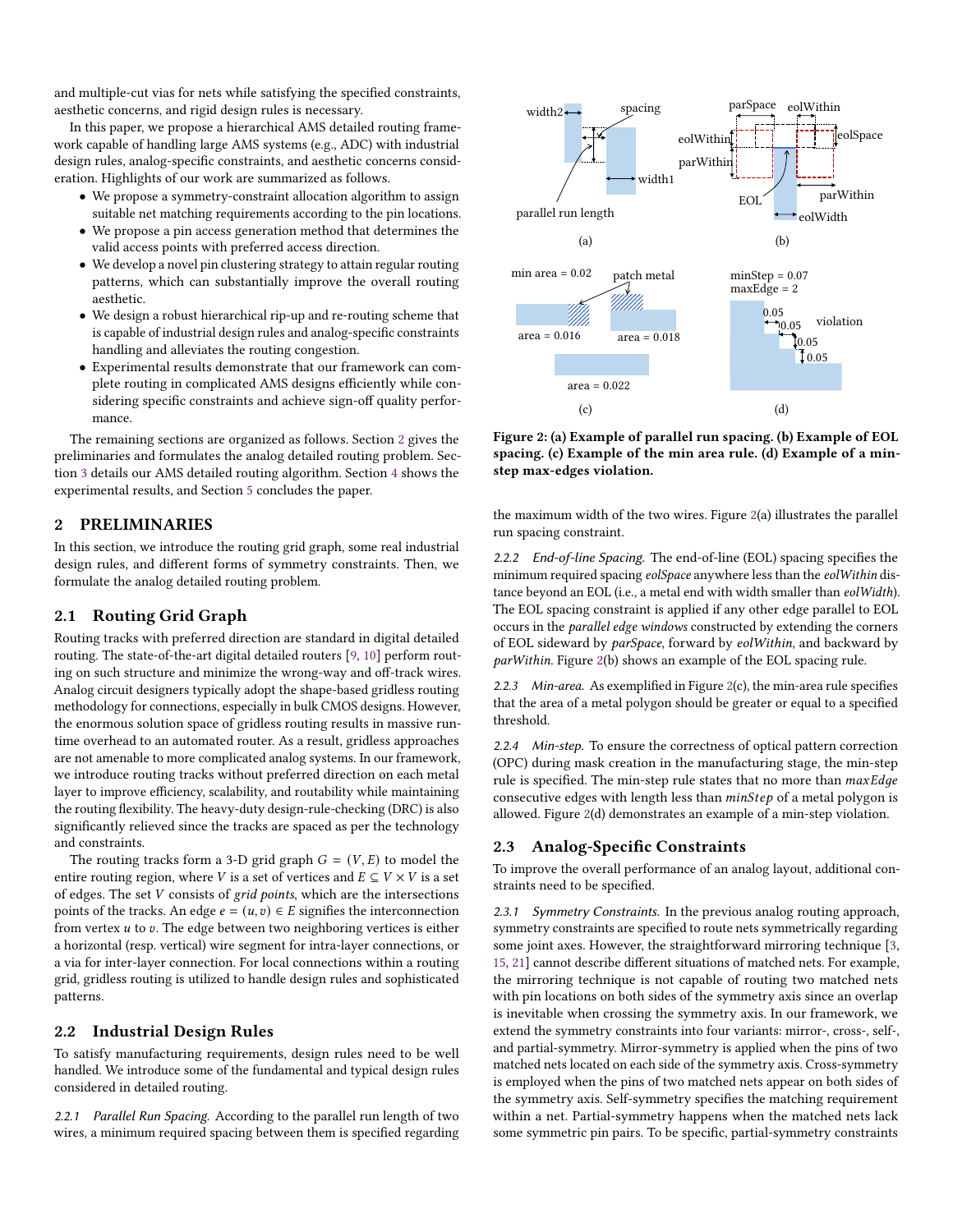and multiple-cut vias for nets while satisfying the specified constraints, aesthetic concerns, and rigid design rules is necessary.

In this paper, we propose a hierarchical AMS detailed routing framework capable of handling large AMS systems (e.g., ADC) with industrial design rules, analog-specific constraints, and aesthetic concerns consideration. Highlights of our work are summarized as follows.

- We propose a symmetry-constraint allocation algorithm to assign suitable net matching requirements according to the pin locations.
- We propose a pin access generation method that determines the valid access points with preferred access direction.
- We develop a novel pin clustering strategy to attain regular routing patterns, which can substantially improve the overall routing aesthetic.
- We design a robust hierarchical rip-up and re-routing scheme that is capable of industrial design rules and analog-specific constraints handling and alleviates the routing congestion.
- Experimental results demonstrate that our framework can complete routing in complicated AMS designs efficiently while considering specific constraints and achieve sign-off quality performance.

The remaining sections are organized as follows. Section 2 gives the preliminaries and formulates the analog detailed routing problem. Section 3 details our AMS detailed routing algorithm. Section 4 shows the experimental results, and Section 5 concludes the paper.

## 2 PRELIMINARIES

In this section, we introduce the routing grid graph, some real industrial design rules, and different forms of symmetry constraints. Then, we formulate the analog detailed routing problem.

### 2.1 Routing Grid Graph

Routing tracks with preferred direction are standard in digital detailed routing. The state-of-the-art digital detailed routers [9, 10] perform routing on such structure and minimize the wrong-way and off-track wires. Analog circuit designers typically adopt the shape-based gridless routing methodology for connections, especially in bulk CMOS designs. However, the enormous solution space of gridless routing results in massive runtime overhead to an automated router. As a result, gridless approaches are not amenable to more complicated analog systems. In our framework, we introduce routing tracks without preferred direction on each metal layer to improve efficiency, scalability, and routability while maintaining the routing flexibility. The heavy-duty design-rule-checking (DRC) is also significantly relieved since the tracks are spaced as per the technology and constraints.

The routing tracks form a 3-D grid graph $G = (V, E)$ to model the entire routing region, where $V$ is a set of vertices and $E \subseteq V \times V$ is a set of edges. The set $V$ consists of *grid points*, which are the intersections points of the tracks. An edge $e = (u, v) \in E$ signifies the interconnection from vertex $u$ to $v$. The edge between two neighboring vertices is either a horizontal (resp. vertical) wire segment for intra-layer connections, or a via for inter-layer connection. For local connections within a routing grid, gridless routing is utilized to handle design rules and sophisticated patterns.

### 2.2 Industrial Design Rules

To satisfy manufacturing requirements, design rules need to be well handled. We introduce some of the fundamental and typical design rules considered in detailed routing.

*2.2.1 Parallel Run Spacing.* According to the parallel run length of two wires, a minimum required spacing between them is specified regarding the maximum width of the two wires. Figure 2(a) illustrates the parallel run spacing constraint.

Figure 2: (a) Example of parallel run spacing. (b) Example of EOL spacing. (c) Example of the min area rule. (d) Example of a min-step max-edges violation.

*2.2.2 End-of-Line Spacing.* The end-of-line (EOL) spacing specifies the minimum required spacing *eolSpace* anywhere less than the *eolWithin* distance beyond an EOL (i.e., a metal end with width smaller than *eolWidth*). The EOL spacing constraint is applied if any other edge parallel to EOL occurs in the *parallel edge windows* constructed by extending the corners of EOL sideward by *parSpace*, forward by *eolWithin*, and backward by *parWithin*. Figure 2(b) shows an example of the EOL spacing rule.

*2.2.3 Min-area.* As exemplified in Figure 2(c), the min-area rule specifies that the area of a metal polygon should be greater or equal to a specified threshold.

*2.2.4 Min-step.* To ensure the correctness of optical pattern correction (OPC) during mask creation in the manufacturing stage, the min-step rule is specified. The min-step rule states that no more than *maxEdge* consecutive edges with length less than *minStep* of a metal polygon is allowed. Figure 2(d) demonstrates an example of a min-step violation.

### 2.3 Analog-Specific Constraints

To improve the overall performance of an analog layout, additional constraints need to be specified.

*2.3.1 Symmetry Constraints.* In the previous analog routing approach, symmetry constraints are specified to route nets symmetrically regarding some joint axes. However, the straightforward mirroring technique [3, 15, 21] cannot describe different situations of matched nets. For example, the mirroring technique is not capable of routing two matched nets with pin locations on both sides of the symmetry axis since an overlap is inevitable when crossing the symmetry axis. In our framework, we extend the symmetry constraints into four variants: mirror-, cross-, self-, and partial-symmetry. Mirror-symmetry is applied when the pins of two matched nets located on each side of the symmetry axis. Cross-symmetry is employed when the pins of two matched nets appear on both sides of the symmetry axis. Self-symmetry specifies the matching requirement within a net. Partial-symmetry happens when the matched nets lack some symmetric pin pairs. To be specific, partial-symmetry constraints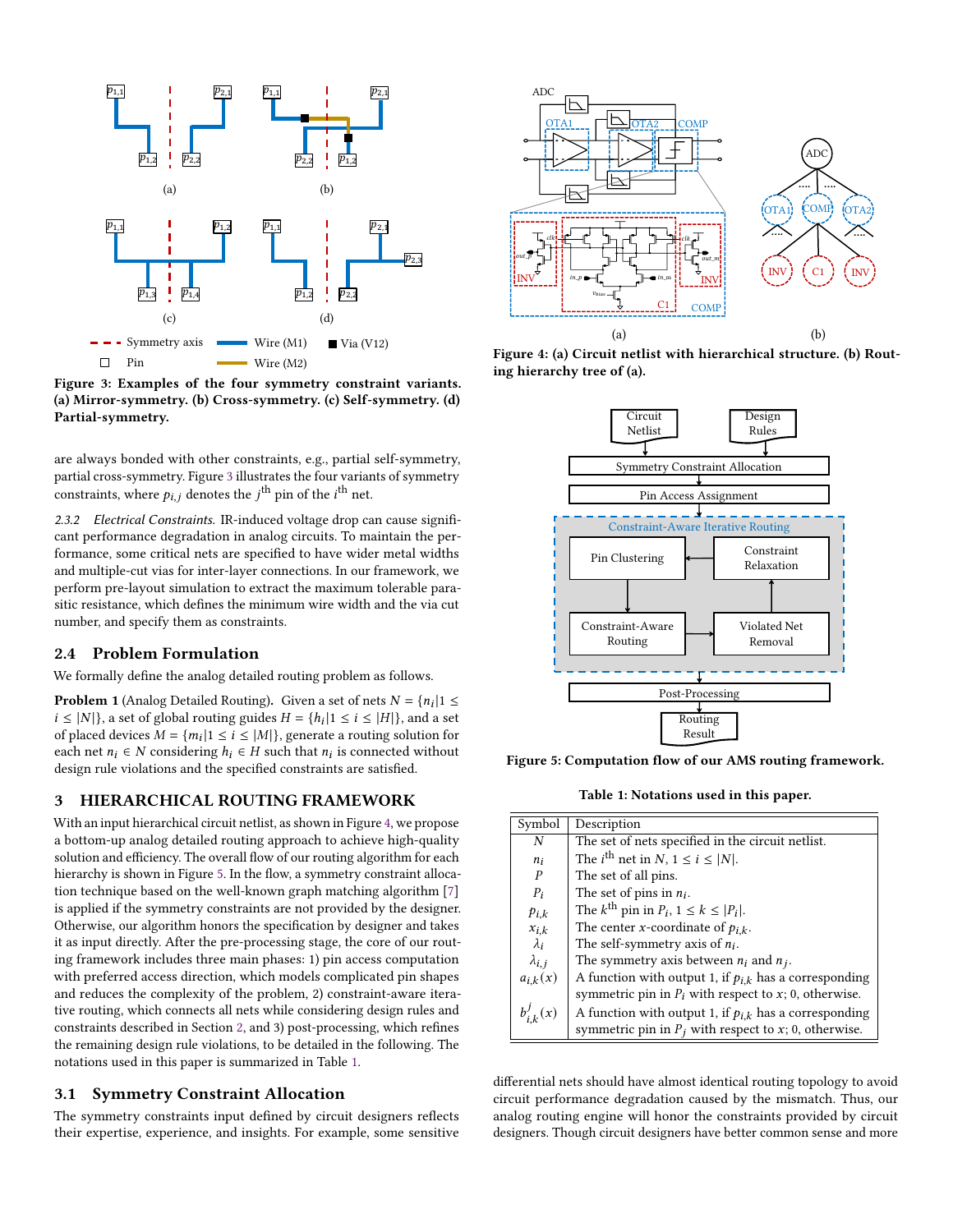Figure 3: Examples of the four symmetry constraint variants. (a) Mirror-symmetry. (b) Cross-symmetry. (c) Self-symmetry. (d) Partial-symmetry.

are always bonded with other constraints, e.g., partial self-symmetry, partial cross-symmetry. Figure 3 illustrates the four variants of symmetry constraints, where $p_{i,j}$ denotes the $j^{\text{th}}$ pin of the $i^{\text{th}}$ net.

*2.3.2 Electrical Constraints.* IR-induced voltage drop can cause significant performance degradation in analog circuits. To maintain the performance, some critical nets are specified to have wider metal widths and multiple-cut vias for inter-layer connections. In our framework, we perform pre-layout simulation to extract the maximum tolerable parasitic resistance, which defines the minimum wire width and the via cut number, and specify them as constraints.

## 2.4 Problem Formulation

We formally define the analog detailed routing problem as follows.

**Problem 1** (Analog Detailed Routing). Given a set of nets $N = \{n_i | 1 \leq i \leq |N|\}$, a set of global routing guides $H = \{h_i | 1 \leq i \leq |H|\}$, and a set of placed devices $M = \{m_i | 1 \leq i \leq |M|\}$, generate a routing solution for each net $n_i \in N$ considering $h_i \in H$ such that $n_i$ is connected without design rule violations and the specified constraints are satisfied.

# 3 HIERARCHICAL ROUTING FRAMEWORK

With an input hierarchical circuit netlist, as shown in Figure 4, we propose a bottom-up analog detailed routing approach to achieve high-quality solution and efficiency. The overall flow of our routing algorithm for each hierarchy is shown in Figure 5. In the flow, a symmetry constraint allocation technique based on the well-known graph matching algorithm [7] is applied if the symmetry constraints are not provided by the designer. Otherwise, our algorithm honors the specification by designer and takes it as input directly. After the pre-processing stage, the core of our routing framework includes three main phases: 1) pin access computation with preferred access direction, which models complicated pin shapes and reduces the complexity of the problem, 2) constraint-aware iterative routing, which connects all nets while considering design rules and constraints described in Section 2, and 3) post-processing, which refines the remaining design rule violations, to be detailed in the following. The notations used in this paper is summarized in Table 1.

## 3.1 Symmetry Constraint Allocation

The symmetry constraints input defined by circuit designers reflects their expertise, experience, and insights. For example, some sensitive

Figure 4: (a) Circuit netlist with hierarchical structure. (b) Routing hierarchy tree of (a).

Figure 5: Computation flow of our AMS routing framework.

Table 1: Notations used in this paper.

| Symbol | Description |
|---|---|
| $N$ | The set of nets specified in the circuit netlist. |
| $n_i$ | The $i^{\text{th}}$ net in $N$, $1 \leq i \leq \|N\|$. |
| $P$ | The set of all pins. |
| $P_i$ | The set of pins in $n_i$. |
| $p_{i,k}$ | The $k^{\text{th}}$ pin in $P_i$, $1 \leq k \leq \|P_i\|$. |
| $x_{i,k}$ | The center $x$-coordinate of $p_{i,k}$. |
| $\lambda_i$ | The self-symmetry axis of $n_i$. |
| $\lambda_{i,j}$ | The symmetry axis between $n_i$ and $n_j$. |
| $a_{i,k}(x)$ | A function with output 1, if $p_{i,k}$ has a corresponding symmetric pin in $P_i$ with respect to $x$; 0, otherwise. |
| $b^j_{i,k}(x)$ | A function with output 1, if $p_{i,k}$ has a corresponding symmetric pin in $P_j$ with respect to $x$; 0, otherwise. |

differential nets should have almost identical routing topology to avoid circuit performance degradation caused by the mismatch. Thus, our analog routing engine will honor the constraints provided by circuit designers. Though circuit designers have better common sense and more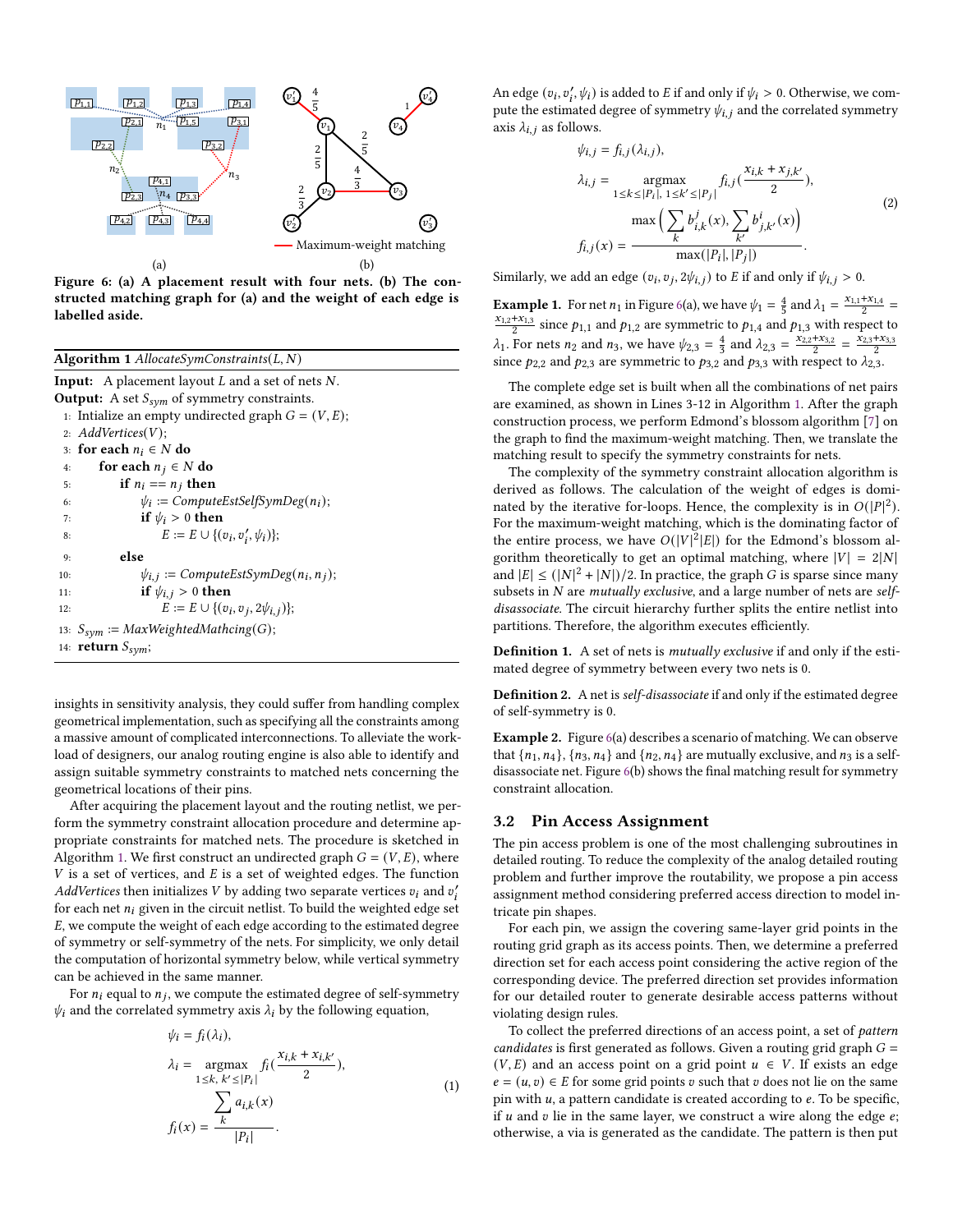Figure 6: (a) A placement result with four nets. (b) The constructed matching graph for (a) and the weight of each edge is labelled aside.

**Algorithm 1** *AllocateSymConstraints*$(L, N)$

**Input:** A placement layout $L$ and a set of nets $N$.
**Output:** A set $S_{sym}$ of symmetry constraints.

```
1:  Intialize an empty undirected graph G = (V, E);
2:  AddVertices(V);
3:  for each n_i ∈ N do
4:      for each n_j ∈ N do
5:          if n_i == n_j then
6:              ψ_i := ComputeEstSelfSymDeg(n_i);
7:              if ψ_i > 0 then
8:                  E := E ∪ {(v_i, v'_i, ψ_i)};
9:          else
10:             ψ_{i,j} := ComputeEstSymDeg(n_i, n_j);
11:             if ψ_{i,j} > 0 then
12:                 E := E ∪ {(v_i, v_j, 2ψ_{i,j})};
13: S_sym := MaxWeightedMathcing(G);
14: return S_sym;
```

insights in sensitivity analysis, they could suffer from handling complex geometrical implementation, such as specifying all the constraints among a massive amount of complicated interconnections. To alleviate the workload of designers, our analog routing engine is also able to identify and assign suitable symmetry constraints to matched nets concerning the geometrical locations of their pins.

After acquiring the placement layout and the routing netlist, we perform the symmetry constraint allocation procedure and determine appropriate constraints for matched nets. The procedure is sketched in Algorithm 1. We first construct an undirected graph $G = (V, E)$, where $V$ is a set of vertices, and $E$ is a set of weighted edges. The function *AddVertices* then initializes $V$ by adding two separate vertices $v_i$ and $v'_i$ for each net $n_i$ given in the circuit netlist. To build the weighted edge set $E$, we compute the weight of each edge according to the estimated degree of symmetry or self-symmetry of the nets. For simplicity, we only detail the computation of horizontal symmetry below, while vertical symmetry can be achieved in the same manner.

For $n_i$ equal to $n_j$, we compute the estimated degree of self-symmetry $\psi_i$ and the correlated symmetry axis $\lambda_i$ by the following equation,

$$
\begin{aligned}
\psi_i &= f_i(\lambda_i), \\
\lambda_i &= \underset{1 \le k,\, k' \le |P_i|}{\operatorname{argmax}} \; f_i\left(\frac{x_{i,k} + x_{i,k'}}{2}\right), \\
f_i(x) &= \frac{\sum_k a_{i,k}(x)}{|P_i|}.
\end{aligned}
\tag{1}
$$

An edge $(v_i, v'_i, \psi_i)$ is added to $E$ if and only if $\psi_i > 0$. Otherwise, we compute the estimated degree of symmetry $\psi_{i,j}$ and the correlated symmetry axis $\lambda_{i,j}$ as follows.

$$
\begin{aligned}
\psi_{i,j} &= f_{i,j}(\lambda_{i,j}), \\
\lambda_{i,j} &= \underset{1 \le k \le |P_i|,\; 1 \le k' \le |P_j|}{\operatorname{argmax}} \; f_{i,j}\left(\frac{x_{i,k} + x_{j,k'}}{2}\right), \\
f_{i,j}(x) &= \frac{\max\left(\sum_k b^j_{i,k}(x), \sum_{k'} b^i_{j,k'}(x)\right)}{\max(|P_i|, |P_j|)}.
\end{aligned}
\tag{2}
$$

Similarly, we add an edge $(v_i, v_j, 2\psi_{i,j})$ to $E$ if and only if $\psi_{i,j} > 0$.

**Example 1.** For net $n_1$ in Figure 6(a), we have $\psi_1 = \frac{4}{5}$ and $\lambda_1 = \frac{x_{1,1}+x_{1,4}}{2} = \frac{x_{1,2}+x_{1,3}}{2}$ since $p_{1,1}$ and $p_{1,2}$ are symmetric to $p_{1,4}$ and $p_{1,3}$ with respect to $\lambda_1$. For nets $n_2$ and $n_3$, we have $\psi_{2,3} = \frac{4}{3}$ and $\lambda_{2,3} = \frac{x_{2,2}+x_{3,2}}{2} = \frac{x_{2,3}+x_{3,3}}{2}$ since $p_{2,2}$ and $p_{2,3}$ are symmetric to $p_{3,2}$ and $p_{3,3}$ with respect to $\lambda_{2,3}$.

The complete edge set is built when all the combinations of net pairs are examined, as shown in Lines 3-12 in Algorithm 1. After the graph construction process, we perform Edmond's blossom algorithm [7] on the graph to find the maximum-weight matching. Then, we translate the matching result to specify the symmetry constraints for nets.

The complexity of the symmetry constraint allocation algorithm is derived as follows. The calculation of the weight of edges is dominated by the iterative for-loops. Hence, the complexity is in $O(|P|^2)$. For the maximum-weight matching, which is the dominating factor of the entire process, we have $O(|V|^2|E|)$ for the Edmond's blossom algorithm theoretically to get an optimal matching, where $|V| = 2|N|$ and $|E| \le (|N|^2 + |N|)/2$. In practice, the graph $G$ is sparse since many subsets in $N$ are *mutually exclusive*, and a large number of nets are *self-disassociate*. The circuit hierarchy further splits the entire netlist into partitions. Therefore, the algorithm executes efficiently.

**Definition 1.** A set of nets is *mutually exclusive* if and only if the estimated degree of symmetry between every two nets is 0.

**Definition 2.** A net is *self-disassociate* if and only if the estimated degree of self-symmetry is 0.

**Example 2.** Figure 6(a) describes a scenario of matching. We can observe that $\{n_1, n_4\}$, $\{n_3, n_4\}$ and $\{n_2, n_4\}$ are mutually exclusive, and $n_3$ is a self-disassociate net. Figure 6(b) shows the final matching result for symmetry constraint allocation.

### 3.2 Pin Access Assignment

The pin access problem is one of the most challenging subroutines in detailed routing. To reduce the complexity of the analog detailed routing problem and further improve the routability, we propose a pin access assignment method considering preferred access direction to model intricate pin shapes.

For each pin, we assign the covering same-layer grid points in the routing grid graph as its access points. Then, we determine a preferred direction set for each access point considering the active region of the corresponding device. The preferred direction set provides information for our detailed router to generate desirable access patterns without violating design rules.

To collect the preferred directions of an access point, a set of *pattern candidates* is first generated as follows. Given a routing grid graph $G = (V, E)$ and an access point on a grid point $u \in V$. If exists an edge $e = (u, v) \in E$ for some grid points $v$ such that $v$ does not lie on the same pin with $u$, a pattern candidate is created according to $e$. To be specific, if $u$ and $v$ lie in the same layer, we construct a wire along the edge $e$; otherwise, a via is generated as the candidate. The pattern is then put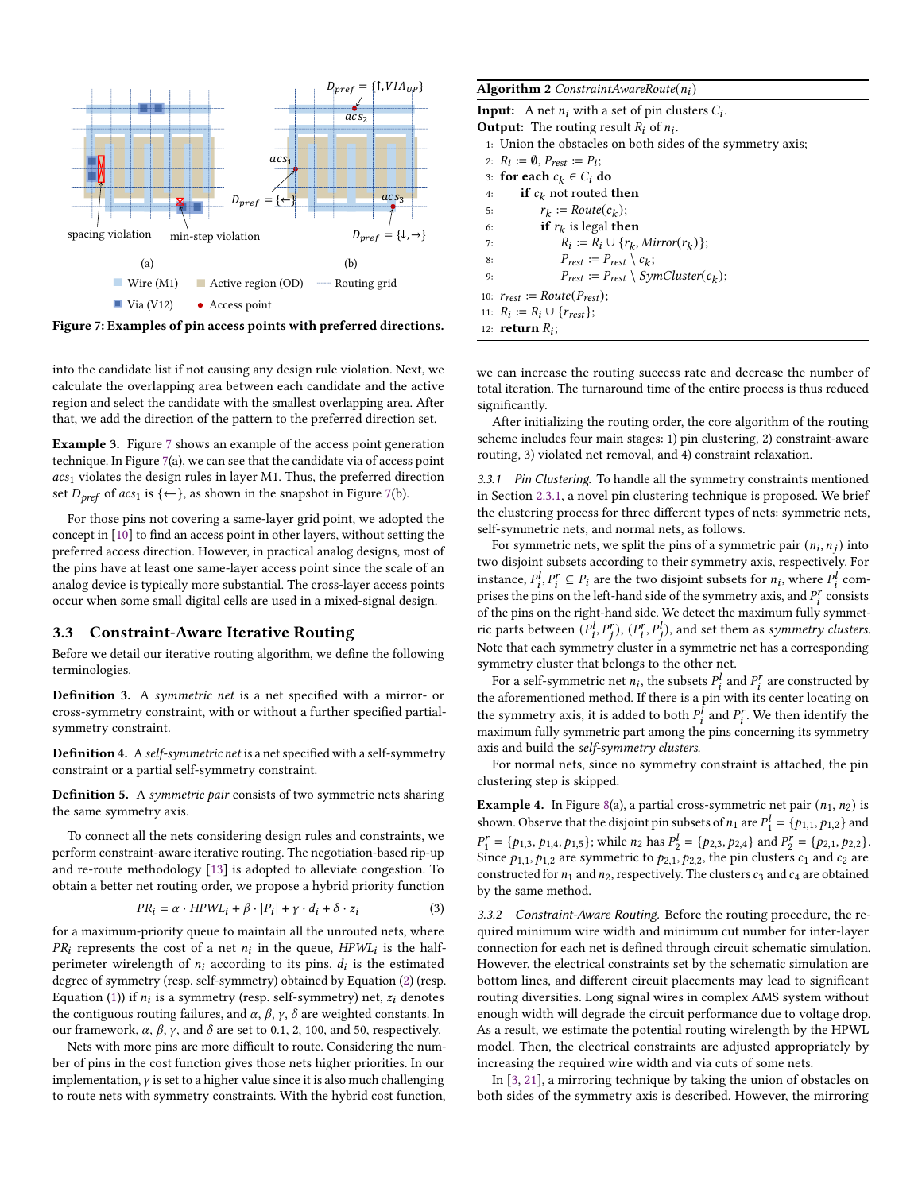Figure 7: Examples of pin access points with preferred directions.

into the candidate list if not causing any design rule violation. Next, we calculate the overlapping area between each candidate and the active region and select the candidate with the smallest overlapping area. After that, we add the direction of the pattern to the preferred direction set.

**Example 3.** Figure 7 shows an example of the access point generation technique. In Figure 7(a), we can see that the candidate via of access point $acs_1$ violates the design rules in layer M1. Thus, the preferred direction set $D_{pref}$ of $acs_1$ is $\{\leftarrow\}$, as shown in the snapshot in Figure 7(b).

For those pins not covering a same-layer grid point, we adopted the concept in [10] to find an access point in other layers, without setting the preferred access direction. However, in practical analog designs, most of the pins have at least one same-layer access point since the scale of an analog device is typically more substantial. The cross-layer access points occur when some small digital cells are used in a mixed-signal design.

## 3.3 Constraint-Aware Iterative Routing

Before we detail our iterative routing algorithm, we define the following terminologies.

**Definition 3.** A *symmetric net* is a net specified with a mirror- or cross-symmetry constraint, with or without a further specified partial-symmetry constraint.

**Definition 4.** A *self-symmetric net* is a net specified with a self-symmetry constraint or a partial self-symmetry constraint.

**Definition 5.** A *symmetric pair* consists of two symmetric nets sharing the same symmetry axis.

To connect all the nets considering design rules and constraints, we perform constraint-aware iterative routing. The negotiation-based rip-up and re-route methodology [13] is adopted to alleviate congestion. To obtain a better net routing order, we propose a hybrid priority function

$$PR_i = \alpha \cdot HPWL_i + \beta \cdot |P_i| + \gamma \cdot d_i + \delta \cdot z_i \tag{3}$$

for a maximum-priority queue to maintain all the unrouted nets, where $PR_i$ represents the cost of a net $n_i$ in the queue, $HPWL_i$ is the half-perimeter wirelength of $n_i$ according to its pins, $d_i$ is the estimated degree of symmetry (resp. self-symmetry) obtained by Equation (2) (resp. Equation (1)) if $n_i$ is a symmetry (resp. self-symmetry) net, $z_i$ denotes the contiguous routing failures, and $\alpha$, $\beta$, $\gamma$, $\delta$ are weighted constants. In our framework, $\alpha$, $\beta$, $\gamma$, and $\delta$ are set to 0.1, 2, 100, and 50, respectively.

Nets with more pins are more difficult to route. Considering the number of pins in the cost function gives those nets higher priorities. In our implementation, $\gamma$ is set to a higher value since it is also much challenging to route nets with symmetry constraints. With the hybrid cost function, we can increase the routing success rate and decrease the number of total iteration. The turnaround time of the entire process is thus reduced significantly.

**Algorithm 2** *ConstraintAwareRoute*($n_i$)

**Input:** A net $n_i$ with a set of pin clusters $C_i$.
**Output:** The routing result $R_i$ of $n_i$.

```
1:  Union the obstacles on both sides of the symmetry axis;
2:  R_i := ∅, P_rest := P_i;
3:  for each c_k ∈ C_i do
4:      if c_k not routed then
5:          r_k := Route(c_k);
6:          if r_k is legal then
7:              R_i := R_i ∪ {r_k, Mirror(r_k)};
8:              P_rest := P_rest \ c_k;
9:              P_rest := P_rest \ SymCluster(c_k);
10: r_rest := Route(P_rest);
11: R_i := R_i ∪ {r_rest};
12: return R_i;
```

After initializing the routing order, the core algorithm of the routing scheme includes four main stages: 1) pin clustering, 2) constraint-aware routing, 3) violated net removal, and 4) constraint relaxation.

*3.3.1 Pin Clustering.* To handle all the symmetry constraints mentioned in Section 2.3.1, a novel pin clustering technique is proposed. We brief the clustering process for three different types of nets: symmetric nets, self-symmetric nets, and normal nets, as follows.

For symmetric nets, we split the pins of a symmetric pair $(n_i, n_j)$ into two disjoint subsets according to their symmetry axis, respectively. For instance, $P_i^l, P_i^r \subseteq P_i$ are the two disjoint subsets for $n_i$, where $P_i^l$ comprises the pins on the left-hand side of the symmetry axis, and $P_i^r$ consists of the pins on the right-hand side. We detect the maximum fully symmetric parts between $(P_i^l, P_j^r)$, $(P_i^r, P_j^l)$, and set them as *symmetry clusters*. Note that each symmetry cluster in a symmetric net has a corresponding symmetry cluster that belongs to the other net.

For a self-symmetric net $n_i$, the subsets $P_i^l$ and $P_i^r$ are constructed by the aforementioned method. If there is a pin with its center locating on the symmetry axis, it is added to both $P_i^l$ and $P_i^r$. We then identify the maximum fully symmetric part among the pins concerning its symmetry axis and build the *self-symmetry clusters*.

For normal nets, since no symmetry constraint is attached, the pin clustering step is skipped.

**Example 4.** In Figure 8(a), a partial cross-symmetric net pair $(n_1, n_2)$ is shown. Observe that the disjoint pin subsets of $n_1$ are $P_1^l = \{p_{1,1}, p_{1,2}\}$ and $P_1^r = \{p_{1,3}, p_{1,4}, p_{1,5}\}$; while $n_2$ has $P_2^l = \{p_{2,3}, p_{2,4}\}$ and $P_2^r = \{p_{2,1}, p_{2,2}\}$. Since $p_{1,1}, p_{1,2}$ are symmetric to $p_{2,1}, p_{2,2}$, the pin clusters $c_1$ and $c_2$ are constructed for $n_1$ and $n_2$, respectively. The clusters $c_3$ and $c_4$ are obtained by the same method.

*3.3.2 Constraint-Aware Routing.* Before the routing procedure, the required minimum wire width and minimum cut number for inter-layer connection for each net is defined through circuit schematic simulation. However, the electrical constraints set by the schematic simulation are bottom lines, and different circuit placements may lead to significant routing diversities. Long signal wires in complex AMS system without enough width will degrade the circuit performance due to voltage drop. As a result, we estimate the potential routing wirelength by the HPWL model. Then, the electrical constraints are adjusted appropriately by increasing the required wire width and via cuts of some nets.

In [3, 21], a mirroring technique by taking the union of obstacles on both sides of the symmetry axis is described. However, the mirroring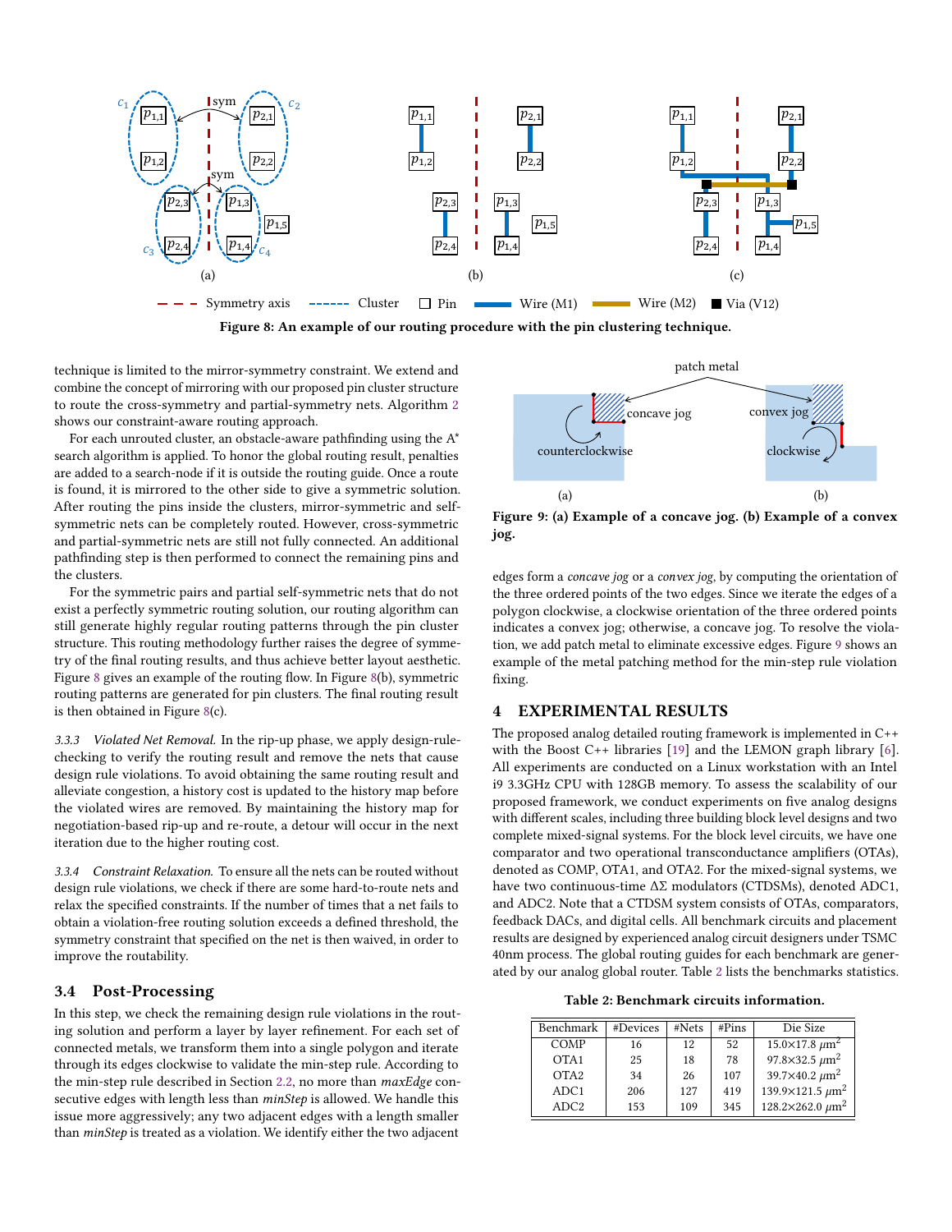Figure 8: An example of our routing procedure with the pin clustering technique.

technique is limited to the mirror-symmetry constraint. We extend and combine the concept of mirroring with our proposed pin cluster structure to route the cross-symmetry and partial-symmetry nets. Algorithm 2 shows our constraint-aware routing approach.

For each unrouted cluster, an obstacle-aware pathfinding using the A* search algorithm is applied. To honor the global routing result, penalties are added to a search-node if it is outside the routing guide. Once a route is found, it is mirrored to the other side to give a symmetric solution. After routing the pins inside the clusters, mirror-symmetric and self-symmetric nets can be completely routed. However, cross-symmetric and partial-symmetric nets are still not fully connected. An additional pathfinding step is then performed to connect the remaining pins and the clusters.

For the symmetric pairs and partial self-symmetric nets that do not exist a perfectly symmetric routing solution, our routing algorithm can still generate highly regular routing patterns through the pin cluster structure. This routing methodology further raises the degree of symmetry of the final routing results, and thus achieve better layout aesthetic. Figure 8 gives an example of the routing flow. In Figure 8(b), symmetric routing patterns are generated for pin clusters. The final routing result is then obtained in Figure 8(c).

*3.3.3 Violated Net Removal.* In the rip-up phase, we apply design-rule-checking to verify the routing result and remove the nets that cause design rule violations. To avoid obtaining the same routing result and alleviate congestion, a history cost is updated to the history map before the violated wires are removed. By maintaining the history map for negotiation-based rip-up and re-route, a detour will occur in the next iteration due to the higher routing cost.

*3.3.4 Constraint Relaxation.* To ensure all the nets can be routed without design rule violations, we check if there are some hard-to-route nets and relax the specified constraints. If the number of times that a net fails to obtain a violation-free routing solution exceeds a defined threshold, the symmetry constraint that specified on the net is then waived, in order to improve the routability.

## 3.4 Post-Processing

In this step, we check the remaining design rule violations in the routing solution and perform a layer by layer refinement. For each set of connected metals, we transform them into a single polygon and iterate through its edges clockwise to validate the min-step rule. According to the min-step rule described in Section 2.2, no more than *maxEdge* consecutive edges with length less than *minStep* is allowed. We handle this issue more aggressively; any two adjacent edges with a length smaller than *minStep* is treated as a violation. We identify either the two adjacent edges form a *concave jog* or a *convex jog*, by computing the orientation of the three ordered points of the two edges. Since we iterate the edges of a polygon clockwise, a clockwise orientation of the three ordered points indicates a convex jog; otherwise, a concave jog. To resolve the violation, we add patch metal to eliminate excessive edges. Figure 9 shows an example of the metal patching method for the min-step rule violation fixing.

Figure 9: (a) Example of a concave jog. (b) Example of a convex jog.

# 4 EXPERIMENTAL RESULTS

The proposed analog detailed routing framework is implemented in C++ with the Boost C++ libraries [19] and the LEMON graph library [6]. All experiments are conducted on a Linux workstation with an Intel i9 3.3GHz CPU with 128GB memory. To assess the scalability of our proposed framework, we conduct experiments on five analog designs with different scales, including three building block level designs and two complete mixed-signal systems. For the block level circuits, we have one comparator and two operational transconductance amplifiers (OTAs), denoted as COMP, OTA1, and OTA2. For the mixed-signal systems, we have two continuous-time $\Delta\Sigma$ modulators (CTDSMs), denoted ADC1, and ADC2. Note that a CTDSM system consists of OTAs, comparators, feedback DACs, and digital cells. All benchmark circuits and placement results are designed by experienced analog circuit designers under TSMC 40nm process. The global routing guides for each benchmark are generated by our analog global router. Table 2 lists the benchmarks statistics.

**Table 2: Benchmark circuits information.**

| Benchmark | #Devices | #Nets | #Pins | Die Size |
|---|---|---|---|---|
| COMP | 16 | 12 | 52 | 15.0×17.8 $\mu$m$^2$ |
| OTA1 | 25 | 18 | 78 | 97.8×32.5 $\mu$m$^2$ |
| OTA2 | 34 | 26 | 107 | 39.7×40.2 $\mu$m$^2$ |
| ADC1 | 206 | 127 | 419 | 139.9×121.5 $\mu$m$^2$ |
| ADC2 | 153 | 109 | 345 | 128.2×262.0 $\mu$m$^2$ |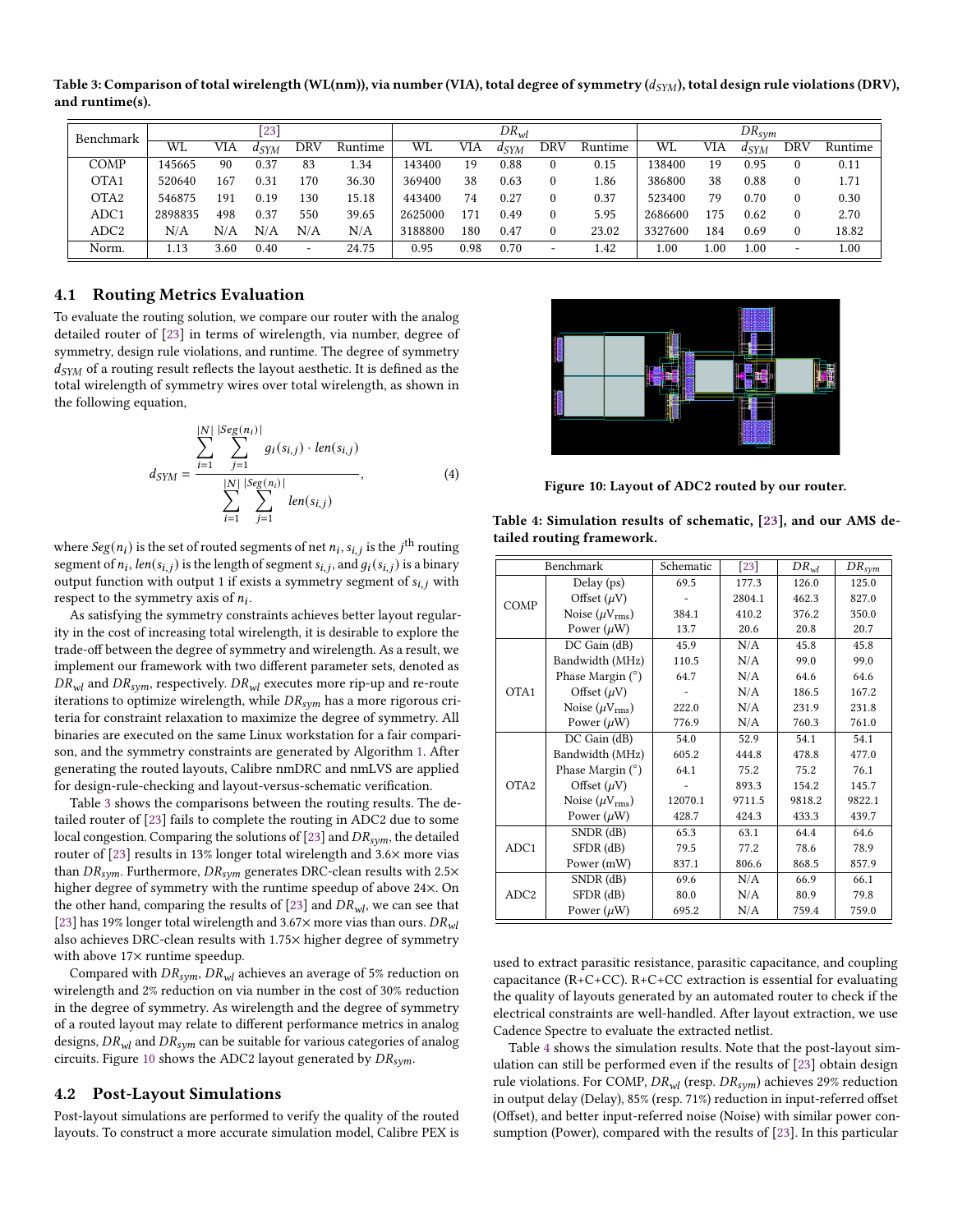Table 3: Comparison of total wirelength (WL(nm)), via number (VIA), total degree of symmetry ($d_{SYM}$), total design rule violations (DRV), and runtime(s).

| Benchmark | [23] | | | | | $DR_{wl}$ | | | | | $DR_{sym}$ | | | | |
|---|---|---|---|---|---|---|---|---|---|---|---|---|---|---|---|
| | WL | VIA | $d_{SYM}$ | DRV | Runtime | WL | VIA | $d_{SYM}$ | DRV | Runtime | WL | VIA | $d_{SYM}$ | DRV | Runtime |
| COMP | 145665 | 90 | 0.37 | 83 | 1.34 | 143400 | 19 | 0.88 | 0 | 0.15 | 138400 | 19 | 0.95 | 0 | 0.11 |
| OTA1 | 520640 | 167 | 0.31 | 170 | 36.30 | 369400 | 38 | 0.63 | 0 | 1.86 | 386800 | 38 | 0.88 | 0 | 1.71 |
| OTA2 | 546875 | 191 | 0.19 | 130 | 15.18 | 443400 | 74 | 0.27 | 0 | 0.37 | 523400 | 79 | 0.70 | 0 | 0.30 |
| ADC1 | 2898835 | 498 | 0.37 | 550 | 39.65 | 2625000 | 171 | 0.49 | 0 | 5.95 | 2686600 | 175 | 0.62 | 0 | 2.70 |
| ADC2 | N/A | N/A | N/A | N/A | N/A | 3188800 | 180 | 0.47 | 0 | 23.02 | 3327600 | 184 | 0.69 | 0 | 18.82 |
| Norm. | 1.13 | 3.60 | 0.40 | - | 24.75 | 0.95 | 0.98 | 0.70 | - | 1.42 | 1.00 | 1.00 | 1.00 | - | 1.00 |

## 4.1 Routing Metrics Evaluation

To evaluate the routing solution, we compare our router with the analog detailed router of [23] in terms of wirelength, via number, degree of symmetry, design rule violations, and runtime. The degree of symmetry $d_{SYM}$ of a routing result reflects the layout aesthetic. It is defined as the total wirelength of symmetry wires over total wirelength, as shown in the following equation,

$$d_{SYM} = \frac{\sum_{i=1}^{|N|} \sum_{j=1}^{|Seg(n_i)|} g_i(s_{i,j}) \cdot len(s_{i,j})}{\sum_{i=1}^{|N|} \sum_{j=1}^{|Seg(n_i)|} len(s_{i,j})}, \quad (4)$$

where $Seg(n_i)$ is the set of routed segments of net $n_i$, $s_{i,j}$ is the $j^{\text{th}}$ routing segment of $n_i$, $len(s_{i,j})$ is the length of segment $s_{i,j}$, and $g_i(s_{i,j})$ is a binary output function with output 1 if exists a symmetry segment of $s_{i,j}$ with respect to the symmetry axis of $n_i$.

As satisfying the symmetry constraints achieves better layout regularity in the cost of increasing total wirelength, it is desirable to explore the trade-off between the degree of symmetry and wirelength. As a result, we implement our framework with two different parameter sets, denoted as $DR_{wl}$ and $DR_{sym}$, respectively. $DR_{wl}$ executes more rip-up and re-route iterations to optimize wirelength, while $DR_{sym}$ has a more rigorous criteria for constraint relaxation to maximize the degree of symmetry. All binaries are executed on the same Linux workstation for a fair comparison, and the symmetry constraints are generated by Algorithm 1. After generating the routed layouts, Calibre nmDRC and nmLVS are applied for design-rule-checking and layout-versus-schematic verification.

Table 3 shows the comparisons between the routing results. The detailed router of [23] fails to complete the routing in ADC2 due to some local congestion. Comparing the solutions of [23] and $DR_{sym}$, the detailed router of [23] results in 13% longer total wirelength and 3.6× more vias than $DR_{sym}$. Furthermore, $DR_{sym}$ generates DRC-clean results with 2.5× higher degree of symmetry with the runtime speedup of above 24×. On the other hand, comparing the results of [23] and $DR_{wl}$, we can see that [23] has 19% longer total wirelength and 3.67× more vias than ours. $DR_{wl}$ also achieves DRC-clean results with 1.75× higher degree of symmetry with above 17× runtime speedup.

Compared with $DR_{sym}$, $DR_{wl}$ achieves an average of 5% reduction on wirelength and 2% reduction on via number in the cost of 30% reduction in the degree of symmetry. As wirelength and the degree of symmetry of a routed layout may relate to different performance metrics in analog designs, $DR_{wl}$ and $DR_{sym}$ can be suitable for various categories of analog circuits. Figure 10 shows the ADC2 layout generated by $DR_{sym}$.

## 4.2 Post-Layout Simulations

Post-layout simulations are performed to verify the quality of the routed layouts. To construct a more accurate simulation model, Calibre PEX is used to extract parasitic resistance, parasitic capacitance, and coupling capacitance (R+C+CC). R+C+CC extraction is essential for evaluating the quality of layouts generated by an automated router to check if the electrical constraints are well-handled. After layout extraction, we use Cadence Spectre to evaluate the extracted netlist.

Figure 10: Layout of ADC2 routed by our router.

Table 4: Simulation results of schematic, [23], and our AMS detailed routing framework.

| Benchmark | | Schematic | [23] | $DR_{wl}$ | $DR_{sym}$ |
|---|---|---|---|---|---|
| COMP | Delay (ps) | 69.5 | 177.3 | 126.0 | 125.0 |
| | Offset ($\mu$V) | - | 2804.1 | 462.3 | 827.0 |
| | Noise ($\mu\text{V}_{\text{rms}}$) | 384.1 | 410.2 | 376.2 | 350.0 |
| | Power ($\mu$W) | 13.7 | 20.6 | 20.8 | 20.7 |
| OTA1 | DC Gain (dB) | 45.9 | N/A | 45.8 | 45.8 |
| | Bandwidth (MHz) | 110.5 | N/A | 99.0 | 99.0 |
| | Phase Margin (°) | 64.7 | N/A | 64.6 | 64.6 |
| | Offset ($\mu$V) | - | N/A | 186.5 | 167.2 |
| | Noise ($\mu\text{V}_{\text{rms}}$) | 222.0 | N/A | 231.9 | 231.8 |
| | Power ($\mu$W) | 776.9 | N/A | 760.3 | 761.0 |
| OTA2 | DC Gain (dB) | 54.0 | 52.9 | 54.1 | 54.1 |
| | Bandwidth (MHz) | 605.2 | 444.8 | 478.8 | 477.0 |
| | Phase Margin (°) | 64.1 | 75.2 | 75.2 | 76.1 |
| | Offset ($\mu$V) | - | 893.3 | 154.2 | 145.7 |
| | Noise ($\mu\text{V}_{\text{rms}}$) | 12070.1 | 9711.5 | 9818.2 | 9822.1 |
| | Power ($\mu$W) | 428.7 | 424.3 | 433.3 | 439.7 |
| ADC1 | SNDR (dB) | 65.3 | 63.1 | 64.4 | 64.6 |
| | SFDR (dB) | 79.5 | 77.2 | 78.6 | 78.9 |
| | Power (mW) | 837.1 | 806.6 | 868.5 | 857.9 |
| ADC2 | SNDR (dB) | 69.6 | N/A | 66.9 | 66.1 |
| | SFDR (dB) | 80.0 | N/A | 80.9 | 79.8 |
| | Power ($\mu$W) | 695.2 | N/A | 759.4 | 759.0 |

Table 4 shows the simulation results. Note that the post-layout simulation can still be performed even if the results of [23] obtain design rule violations. For COMP, $DR_{wl}$ (resp. $DR_{sym}$) achieves 29% reduction in output delay (Delay), 85% (resp. 71%) reduction in input-referred offset (Offset), and better input-referred noise (Noise) with similar power consumption (Power), compared with the results of [23]. In this particular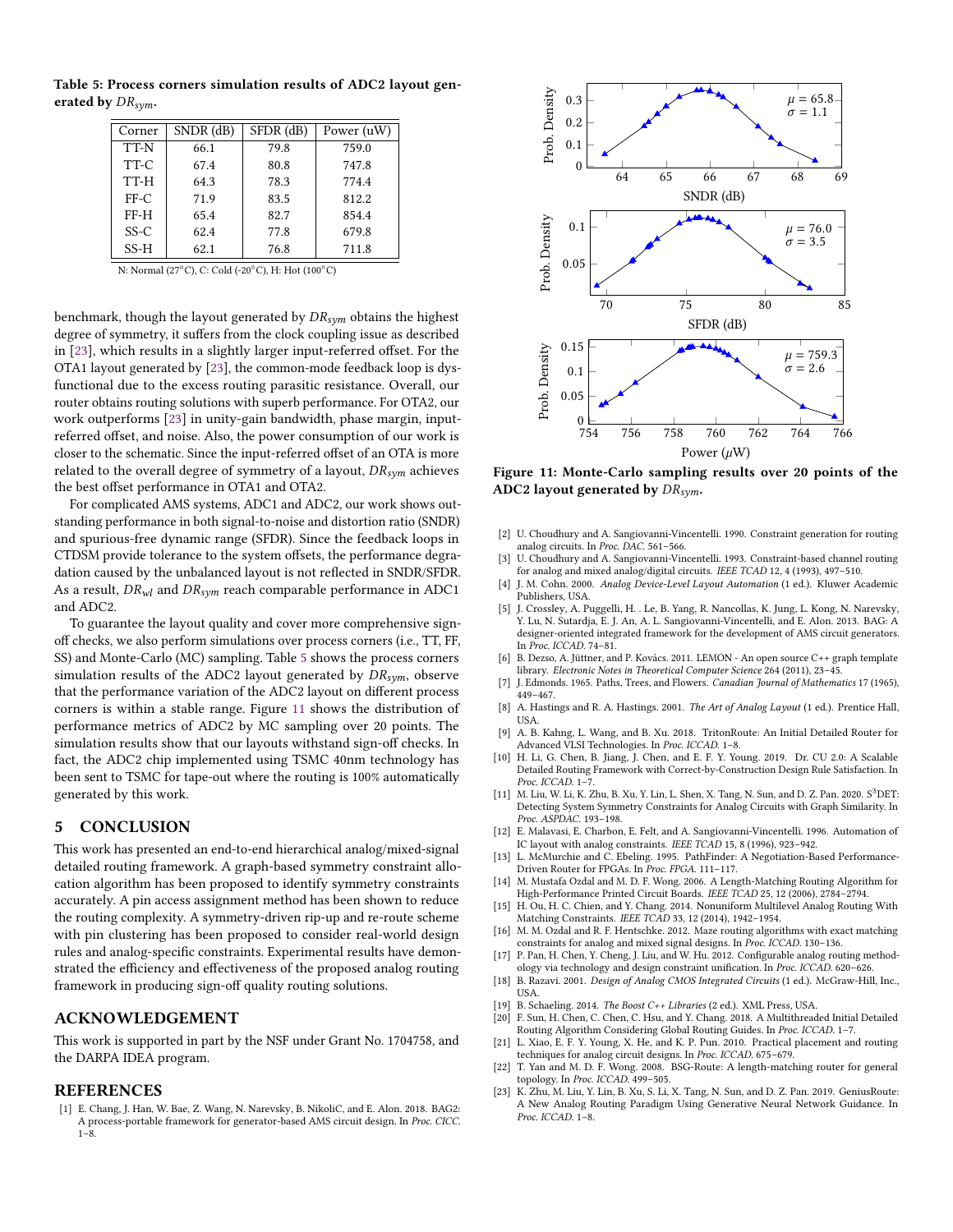Table 5: Process corners simulation results of ADC2 layout generated by $DR_{sym}$.

| Corner | SNDR (dB) | SFDR (dB) | Power (uW) |
|---|---|---|---|
| TT-N | 66.1 | 79.8 | 759.0 |
| TT-C | 67.4 | 80.8 | 747.8 |
| TT-H | 64.3 | 78.3 | 774.4 |
| FF-C | 71.9 | 83.5 | 812.2 |
| FF-H | 65.4 | 82.7 | 854.4 |
| SS-C | 62.4 | 77.8 | 679.8 |
| SS-H | 62.1 | 76.8 | 711.8 |

N: Normal (27°C), C: Cold (-20°C), H: Hot (100°C)

benchmark, though the layout generated by $DR_{sym}$ obtains the highest degree of symmetry, it suffers from the clock coupling issue as described in [23], which results in a slightly larger input-referred offset. For the OTA1 layout generated by [23], the common-mode feedback loop is dysfunctional due to the excess routing parasitic resistance. Overall, our router obtains routing solutions with superb performance. For OTA2, our work outperforms [23] in unity-gain bandwidth, phase margin, input-referred offset, and noise. Also, the power consumption of our work is closer to the schematic. Since the input-referred offset of an OTA is more related to the overall degree of symmetry of a layout, $DR_{sym}$ achieves the best offset performance in OTA1 and OTA2.

For complicated AMS systems, ADC1 and ADC2, our work shows outstanding performance in both signal-to-noise and distortion ratio (SNDR) and spurious-free dynamic range (SFDR). Since the feedback loops in CTDSM provide tolerance to the system offsets, the performance degradation caused by the unbalanced layout is not reflected in SNDR/SFDR. As a result, $DR_{wl}$ and $DR_{sym}$ reach comparable performance in ADC1 and ADC2.

To guarantee the layout quality and cover more comprehensive sign-off checks, we also perform simulations over process corners (i.e., TT, FF, SS) and Monte-Carlo (MC) sampling. Table 5 shows the process corners simulation results of the ADC2 layout generated by $DR_{sym}$, observe that the performance variation of the ADC2 layout on different process corners is within a stable range. Figure 11 shows the distribution of performance metrics of ADC2 by MC sampling over 20 points. The simulation results show that our layouts withstand sign-off checks. In fact, the ADC2 chip implemented using TSMC 40nm technology has been sent to TSMC for tape-out where the routing is 100% automatically generated by this work.

## 5 CONCLUSION

This work has presented an end-to-end hierarchical analog/mixed-signal detailed routing framework. A graph-based symmetry constraint allocation algorithm has been proposed to identify symmetry constraints accurately. A pin access assignment method has been shown to reduce the routing complexity. A symmetry-driven rip-up and re-route scheme with pin clustering has been proposed to consider real-world design rules and analog-specific constraints. Experimental results have demonstrated the efficiency and effectiveness of the proposed analog routing framework in producing sign-off quality routing solutions.

## ACKNOWLEDGEMENT

This work is supported in part by the NSF under Grant No. 1704758, and the DARPA IDEA program.

Prob. Density
SNDR (dB)
$\mu = 65.8$
$\sigma = 1.1$

Prob. Density
SFDR (dB)
$\mu = 76.0$
$\sigma = 3.5$

Prob. Density
Power ($\mu$W)
$\mu = 759.3$
$\sigma = 2.6$

Figure 11: Monte-Carlo sampling results over 20 points of the ADC2 layout generated by $DR_{sym}$.

## REFERENCES

[1] E. Chang, J. Han, W. Bae, Z. Wang, N. Narevsky, B. NikoliC, and E. Alon. 2018. BAG2: A process-portable framework for generator-based AMS circuit design. In *Proc. CICC*. 1–8.

[2] U. Choudhury and A. Sangiovanni-Vincentelli. 1990. Constraint generation for routing analog circuits. In *Proc. DAC*. 561–566.

[3] U. Choudhury and A. Sangiovanni-Vincentelli. 1993. Constraint-based channel routing for analog and mixed analog/digital circuits. *IEEE TCAD* 12, 4 (1993), 497–510.

[4] J. M. Cohn. 2000. *Analog Device-Level Layout Automation* (1 ed.). Kluwer Academic Publishers, USA.

[5] J. Crossley, A. Puggelli, H. . Le, B. Yang, R. Nancollas, K. Jung, L. Kong, N. Narevsky, Y. Lu, N. Sutardja, E. J. An, A. L. Sangiovanni-Vincentelli, and E. Alon. 2013. BAG: A designer-oriented integrated framework for the development of AMS circuit generators. In *Proc. ICCAD*. 74–81.

[6] B. Dezso, A. Jüttner, and P. Kovács. 2011. LEMON - An open source C++ graph template library. *Electronic Notes in Theoretical Computer Science* 264 (2011), 23–45.

[7] J. Edmonds. 1965. Paths, Trees, and Flowers. *Canadian Journal of Mathematics* 17 (1965), 449–467.

[8] A. Hastings and R. A. Hastings. 2001. *The Art of Analog Layout* (1 ed.). Prentice Hall, USA.

[9] A. B. Kahng, L. Wang, and B. Xu. 2018. TritonRoute: An Initial Detailed Router for Advanced VLSI Technologies. In *Proc. ICCAD*. 1–8.

[10] H. Li, G. Chen, B. Jiang, J. Chen, and E. F. Y. Young. 2019. Dr. CU 2.0: A Scalable Detailed Routing Framework with Correct-by-Construction Design Rule Satisfaction. In *Proc. ICCAD*. 1–7.

[11] M. Liu, W. Li, K. Zhu, B. Xu, Y. Lin, L. Shen, X. Tang, N. Sun, and D. Z. Pan. 2020. S$^3$DET: Detecting System Symmetry Constraints for Analog Circuits with Graph Similarity. In *Proc. ASPDAC*. 193–198.

[12] E. Malavasi, E. Charbon, E. Felt, and A. Sangiovanni-Vincentelli. 1996. Automation of IC layout with analog constraints. *IEEE TCAD* 15, 8 (1996), 923–942.

[13] L. McMurchie and C. Ebeling. 1995. PathFinder: A Negotiation-Based Performance-Driven Router for FPGAs. In *Proc. FPGA*. 111–117.

[14] M. Mustafa Ozdal and M. D. F. Wong. 2006. A Length-Matching Routing Algorithm for High-Performance Printed Circuit Boards. *IEEE TCAD* 25, 12 (2006), 2784–2794.

[15] H. Ou, H. C. Chien, and Y. Chang. 2014. Nonuniform Multilevel Analog Routing With Matching Constraints. *IEEE TCAD* 33, 12 (2014), 1942–1954.

[16] M. M. Ozdal and R. F. Hentschke. 2012. Maze routing algorithms with exact matching constraints for analog and mixed signal designs. In *Proc. ICCAD*. 130–136.

[17] P. Pan, H. Chen, Y. Cheng, J. Liu, and W. Hu. 2012. Configurable analog routing methodology via technology and design constraint unification. In *Proc. ICCAD*. 620–626.

[18] B. Razavi. 2001. *Design of Analog CMOS Integrated Circuits* (1 ed.). McGraw-Hill, Inc., USA.

[19] B. Schaeling. 2014. *The Boost C++ Libraries* (2 ed.). XML Press, USA.

[20] F. Sun, H. Chen, C. Chen, C. Hsu, and Y. Chang. 2018. A Multithreaded Initial Detailed Routing Algorithm Considering Global Routing Guides. In *Proc. ICCAD*. 1–7.

[21] L. Xiao, E. F. Y. Young, X. He, and K. P. Pun. 2010. Practical placement and routing techniques for analog circuit designs. In *Proc. ICCAD*. 675–679.

[22] T. Yan and M. D. F. Wong. 2008. BSG-Route: A length-matching router for general topology. In *Proc. ICCAD*. 499–505.

[23] K. Zhu, M. Liu, Y. Lin, B. Xu, S. Li, X. Tang, N. Sun, and D. Z. Pan. 2019. GeniusRoute: A New Analog Routing Paradigm Using Generative Neural Network Guidance. In *Proc. ICCAD*. 1–8.